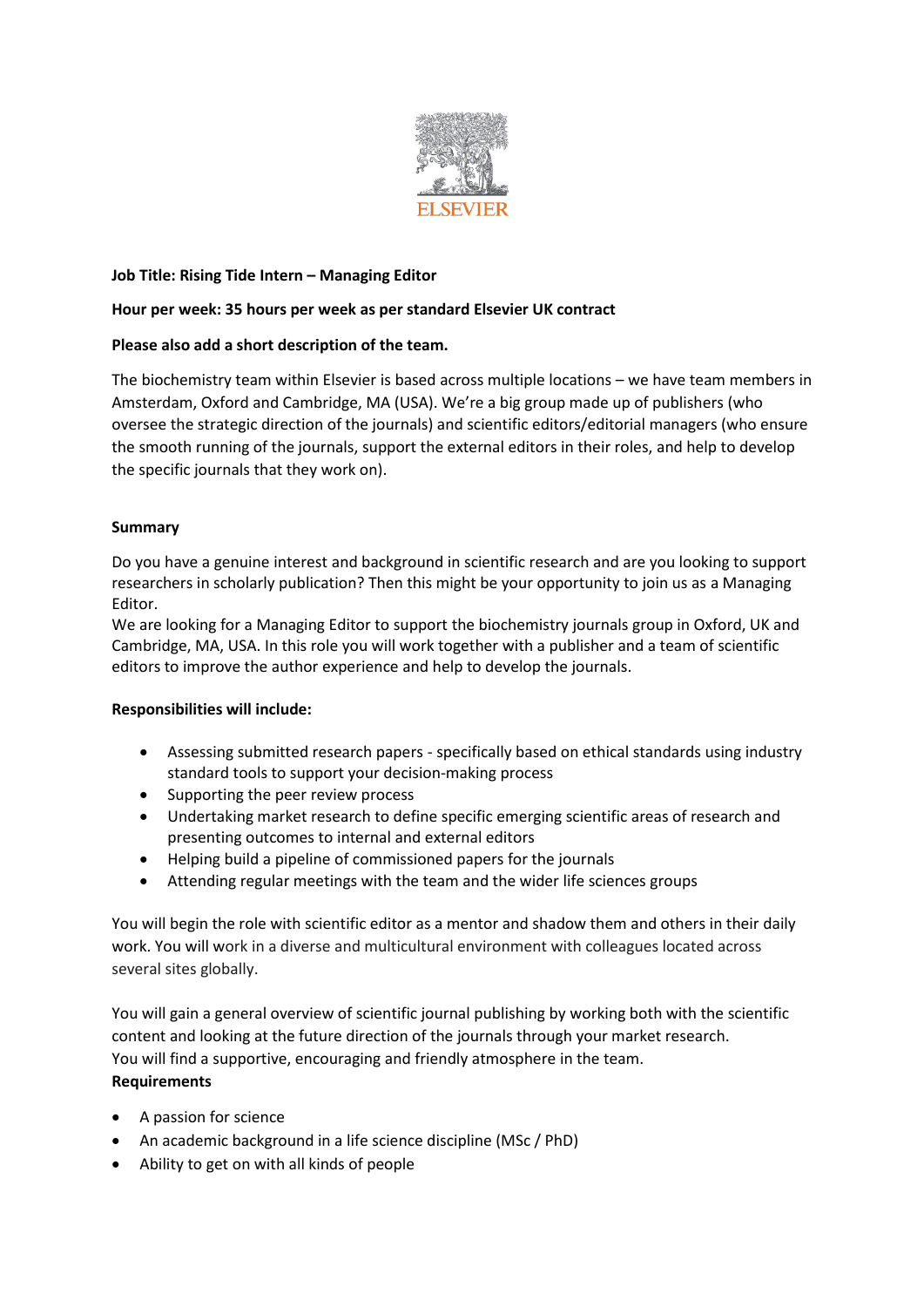ELSEVIER

**Job Title: Rising Tide Intern – Managing Editor**

**Hour per week: 35 hours per week as per standard Elsevier UK contract**

**Please also add a short description of the team.**

The biochemistry team within Elsevier is based across multiple locations – we have team members in Amsterdam, Oxford and Cambridge, MA (USA). We're a big group made up of publishers (who oversee the strategic direction of the journals) and scientific editors/editorial managers (who ensure the smooth running of the journals, support the external editors in their roles, and help to develop the specific journals that they work on).

**Summary**

Do you have a genuine interest and background in scientific research and are you looking to support researchers in scholarly publication? Then this might be your opportunity to join us as a Managing Editor.
We are looking for a Managing Editor to support the biochemistry journals group in Oxford, UK and Cambridge, MA, USA. In this role you will work together with a publisher and a team of scientific editors to improve the author experience and help to develop the journals.

**Responsibilities will include:**

- Assessing submitted research papers - specifically based on ethical standards using industry standard tools to support your decision-making process
- Supporting the peer review process
- Undertaking market research to define specific emerging scientific areas of research and presenting outcomes to internal and external editors
- Helping build a pipeline of commissioned papers for the journals
- Attending regular meetings with the team and the wider life sciences groups

You will begin the role with scientific editor as a mentor and shadow them and others in their daily work. You will work in a diverse and multicultural environment with colleagues located across several sites globally.

You will gain a general overview of scientific journal publishing by working both with the scientific content and looking at the future direction of the journals through your market research.
You will find a supportive, encouraging and friendly atmosphere in the team.

**Requirements**

- A passion for science
- An academic background in a life science discipline (MSc / PhD)
- Ability to get on with all kinds of people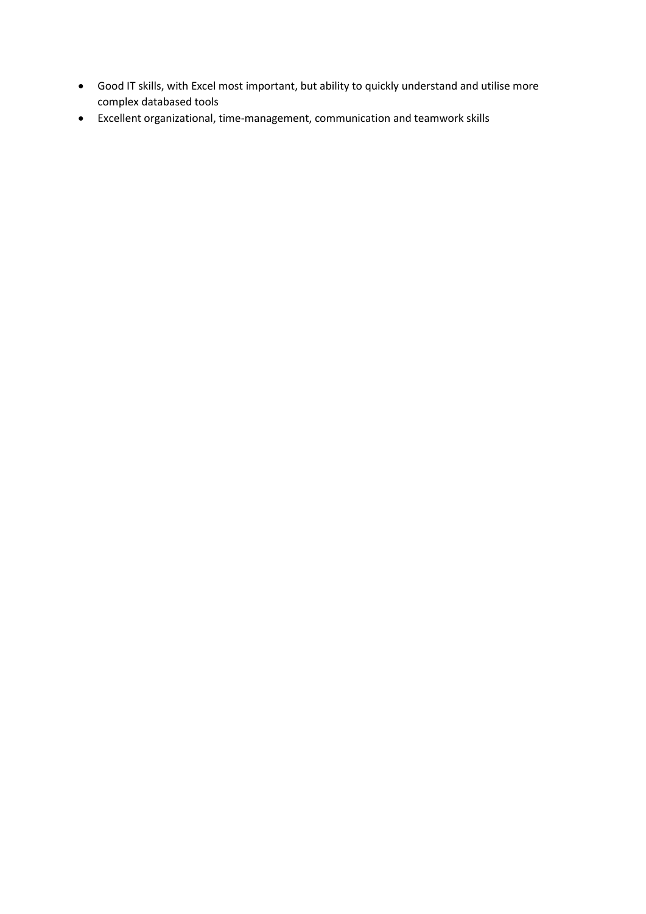- Good IT skills, with Excel most important, but ability to quickly understand and utilise more complex databased tools
- Excellent organizational, time-management, communication and teamwork skills